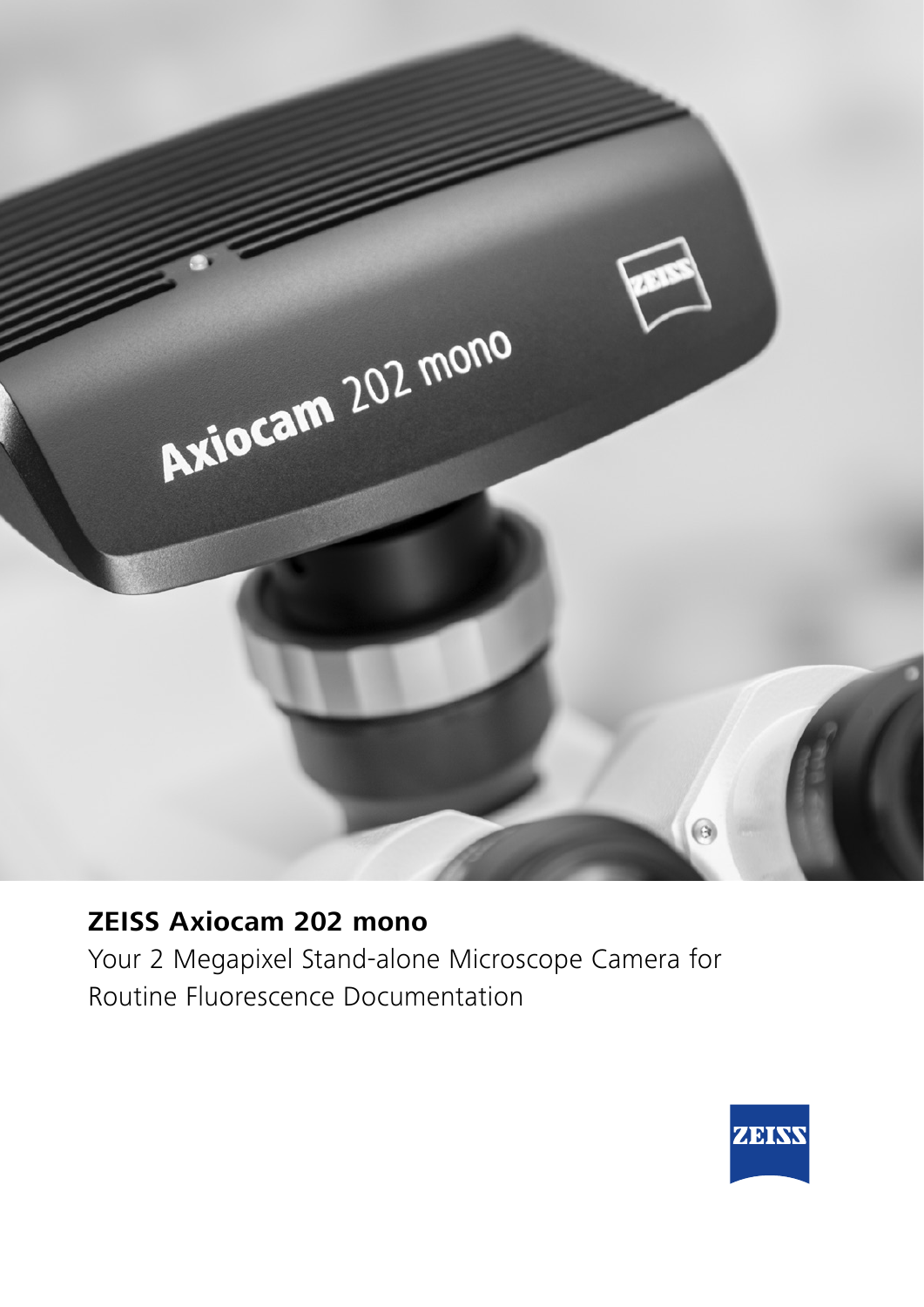# ZEISS Axiocam 202 mono

Your 2 Megapixel Stand-alone Microscope Camera for Routine Fluorescence Documentation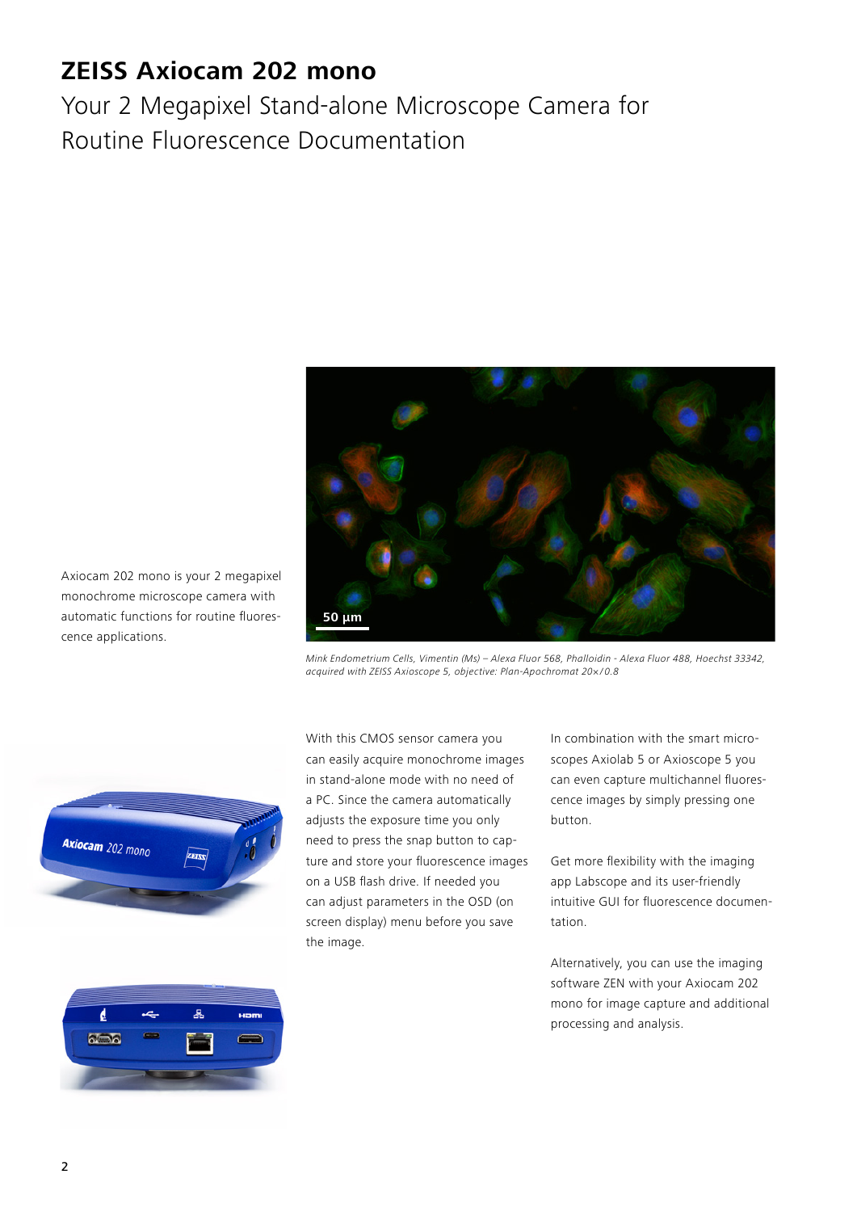# ZEISS Axiocam 202 mono

Your 2 Megapixel Stand-alone Microscope Camera for Routine Fluorescence Documentation

Axiocam 202 mono is your 2 megapixel monochrome microscope camera with automatic functions for routine fluorescence applications.

*Mink Endometrium Cells, Vimentin (Ms) – Alexa Fluor 568, Phalloidin - Alexa Fluor 488, Hoechst 33342, acquired with ZEISS Axioscope 5, objective: Plan-Apochromat 20×/0.8*

With this CMOS sensor camera you can easily acquire monochrome images in stand-alone mode with no need of a PC. Since the camera automatically adjusts the exposure time you only need to press the snap button to capture and store your fluorescence images on a USB flash drive. If needed you can adjust parameters in the OSD (on screen display) menu before you save the image.

In combination with the smart microscopes Axiolab 5 or Axioscope 5 you can even capture multichannel fluorescence images by simply pressing one button.

Get more flexibility with the imaging app Labscope and its user-friendly intuitive GUI for fluorescence documentation.

Alternatively, you can use the imaging software ZEN with your Axiocam 202 mono for image capture and additional processing and analysis.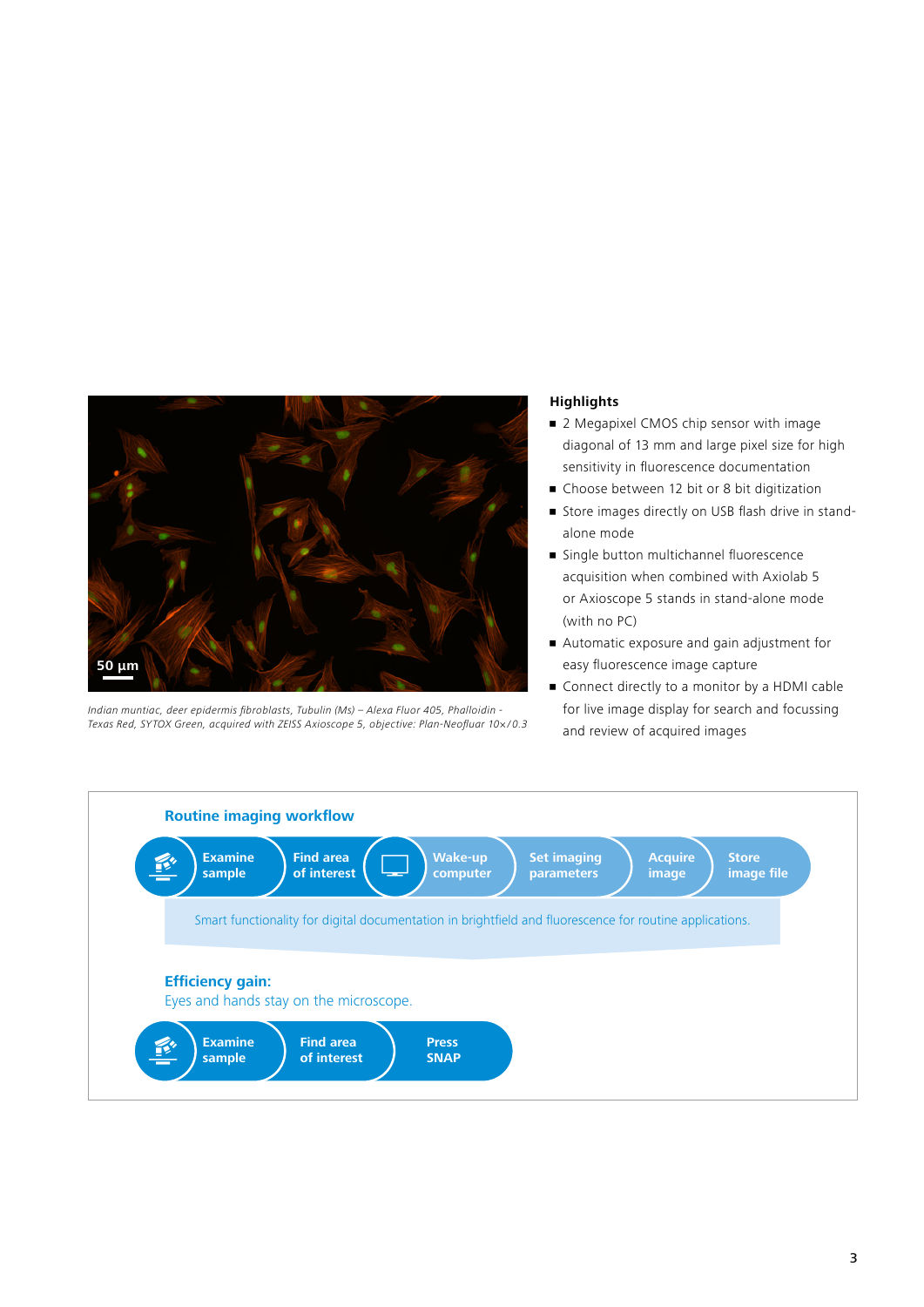*Indian muntiac, deer epidermis fibroblasts, Tubulin (Ms) – Alexa Fluor 405, Phalloidin - Texas Red, SYTOX Green, acquired with ZEISS Axioscope 5, objective: Plan-Neofluar 10×/0.3*

**Highlights**

- 2 Megapixel CMOS chip sensor with image diagonal of 13 mm and large pixel size for high sensitivity in fluorescence documentation
- Choose between 12 bit or 8 bit digitization
- Store images directly on USB flash drive in stand-alone mode
- Single button multichannel fluorescence acquisition when combined with Axiolab 5 or Axioscope 5 stands in stand-alone mode (with no PC)
- Automatic exposure and gain adjustment for easy fluorescence image capture
- Connect directly to a monitor by a HDMI cable for live image display for search and focussing and review of acquired images

**Routine imaging workflow**

Examine sample → Find area of interest → Wake-up computer → Set imaging parameters → Acquire image → Store image file

Smart functionality for digital documentation in brightfield and fluorescence for routine applications.

**Efficiency gain:**
Eyes and hands stay on the microscope.

Examine sample → Find area of interest → Press SNAP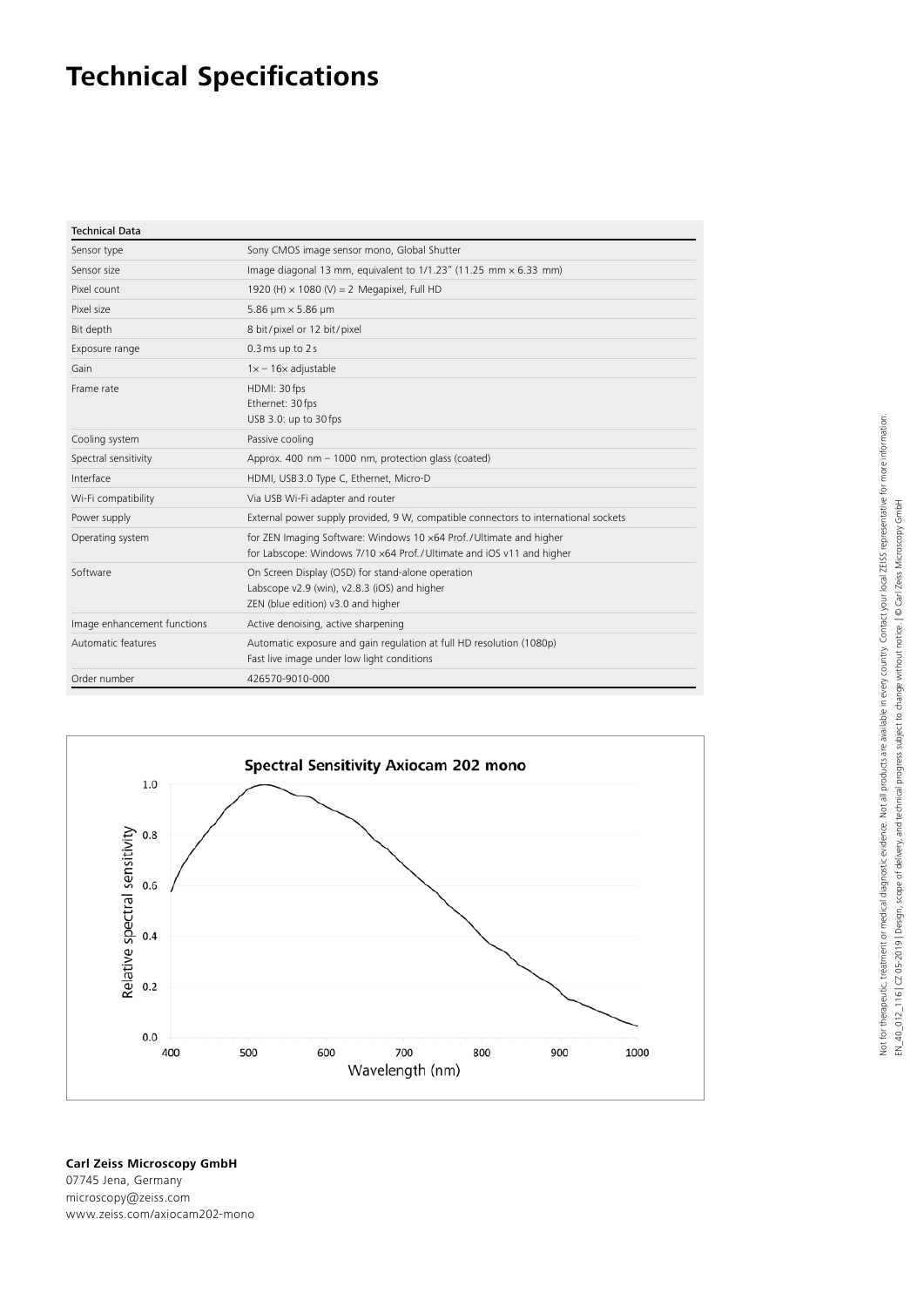# Technical Specifications

| Technical Data | |
|---|---|
| Sensor type | Sony CMOS image sensor mono, Global Shutter |
| Sensor size | Image diagonal 13 mm, equivalent to 1/1.23" (11.25 mm × 6.33 mm) |
| Pixel count | 1920 (H) × 1080 (V) = 2 Megapixel, Full HD |
| Pixel size | 5.86 µm × 5.86 µm |
| Bit depth | 8 bit/pixel or 12 bit/pixel |
| Exposure range | 0.3 ms up to 2 s |
| Gain | 1× – 16× adjustable |
| Frame rate | HDMI: 30 fps<br>Ethernet: 30 fps<br>USB 3.0: up to 30 fps |
| Cooling system | Passive cooling |
| Spectral sensitivity | Approx. 400 nm – 1000 nm, protection glass (coated) |
| Interface | HDMI, USB 3.0 Type C, Ethernet, Micro-D |
| Wi-Fi compatibility | Via USB Wi-Fi adapter and router |
| Power supply | External power supply provided, 9 W, compatible connectors to international sockets |
| Operating system | for ZEN Imaging Software: Windows 10 ×64 Prof./Ultimate and higher<br>for Labscope: Windows 7/10 ×64 Prof./Ultimate and iOS v11 and higher |
| Software | On Screen Display (OSD) for stand-alone operation<br>Labscope v2.9 (win), v2.8.3 (iOS) and higher<br>ZEN (blue edition) v3.0 and higher |
| Image enhancement functions | Active denoising, active sharpening |
| Automatic features | Automatic exposure and gain regulation at full HD resolution (1080p)<br>Fast live image under low light conditions |
| Order number | 426570-9010-000 |

Spectral Sensitivity Axiocam 202 mono

Relative spectral sensitivity

1.0
0.8
0.6
0.4
0.2
0.0

400 500 600 700 800 900 1000

Wavelength (nm)

**Carl Zeiss Microscopy GmbH**
07745 Jena, Germany
microscopy@zeiss.com
www.zeiss.com/axiocam202-mono

Not for therapeutic, treatment or medical diagnostic evidence. Not all products are available in every country. Contact your local ZEISS representative for more information.
EN_40_012_116 | CZ 05-2019 | Design, scope of delivery, and technical progress subject to change without notice. | © Carl Zeiss Microscopy GmbH